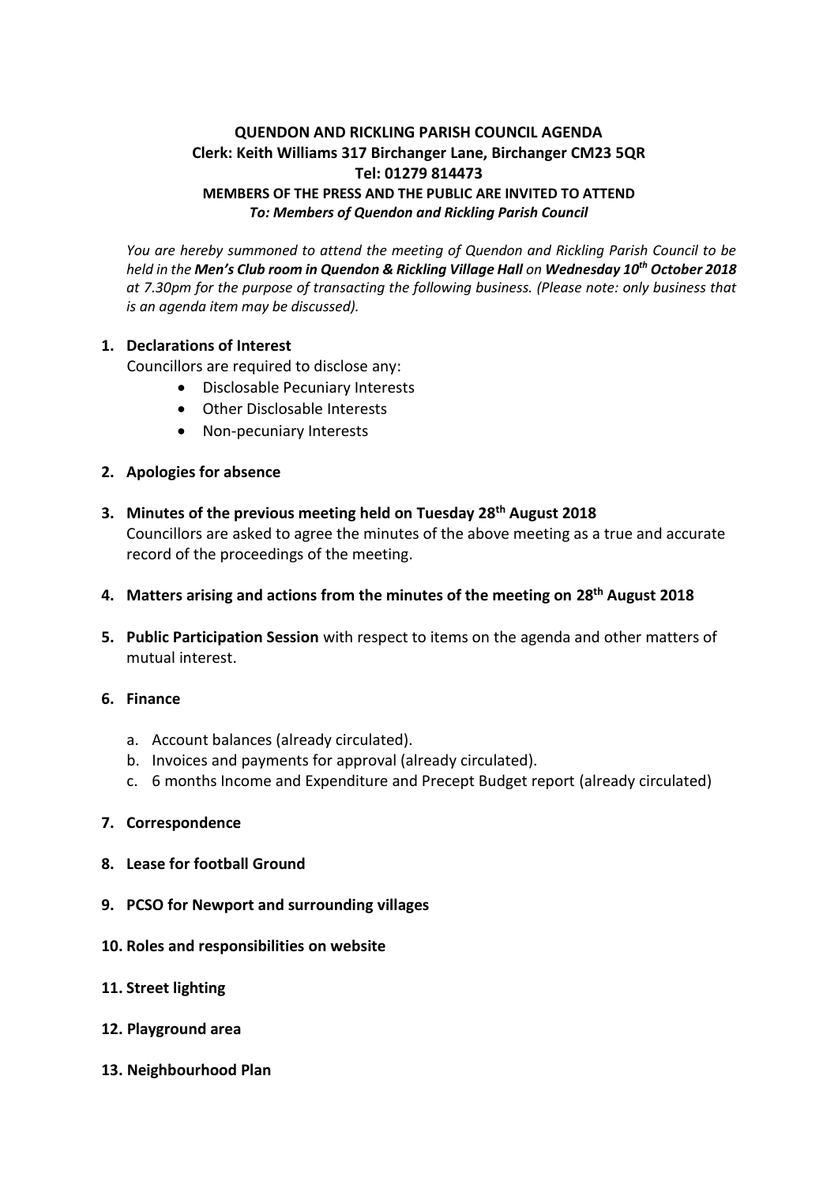**QUENDON AND RICKLING PARISH COUNCIL AGENDA**
**Clerk: Keith Williams 317 Birchanger Lane, Birchanger CM23 5QR**
**Tel: 01279 814473**
**MEMBERS OF THE PRESS AND THE PUBLIC ARE INVITED TO ATTEND**
***To: Members of Quendon and Rickling Parish Council***

*You are hereby summoned to attend the meeting of Quendon and Rickling Parish Council to be held in the* ***Men's Club room in Quendon & Rickling Village Hall*** *on* ***Wednesday 10th October 2018*** *at 7.30pm for the purpose of transacting the following business. (Please note: only business that is an agenda item may be discussed).*

1. **Declarations of Interest**
   Councillors are required to disclose any:
   - Disclosable Pecuniary Interests
   - Other Disclosable Interests
   - Non-pecuniary Interests

2. **Apologies for absence**

3. **Minutes of the previous meeting held on Tuesday 28th August 2018**
   Councillors are asked to agree the minutes of the above meeting as a true and accurate record of the proceedings of the meeting.

4. **Matters arising and actions from the minutes of the meeting on 28th August 2018**

5. **Public Participation Session** with respect to items on the agenda and other matters of mutual interest.

6. **Finance**
   a. Account balances (already circulated).
   b. Invoices and payments for approval (already circulated).
   c. 6 months Income and Expenditure and Precept Budget report (already circulated)

7. **Correspondence**

8. **Lease for football Ground**

9. **PCSO for Newport and surrounding villages**

10. **Roles and responsibilities on website**

11. **Street lighting**

12. **Playground area**

13. **Neighbourhood Plan**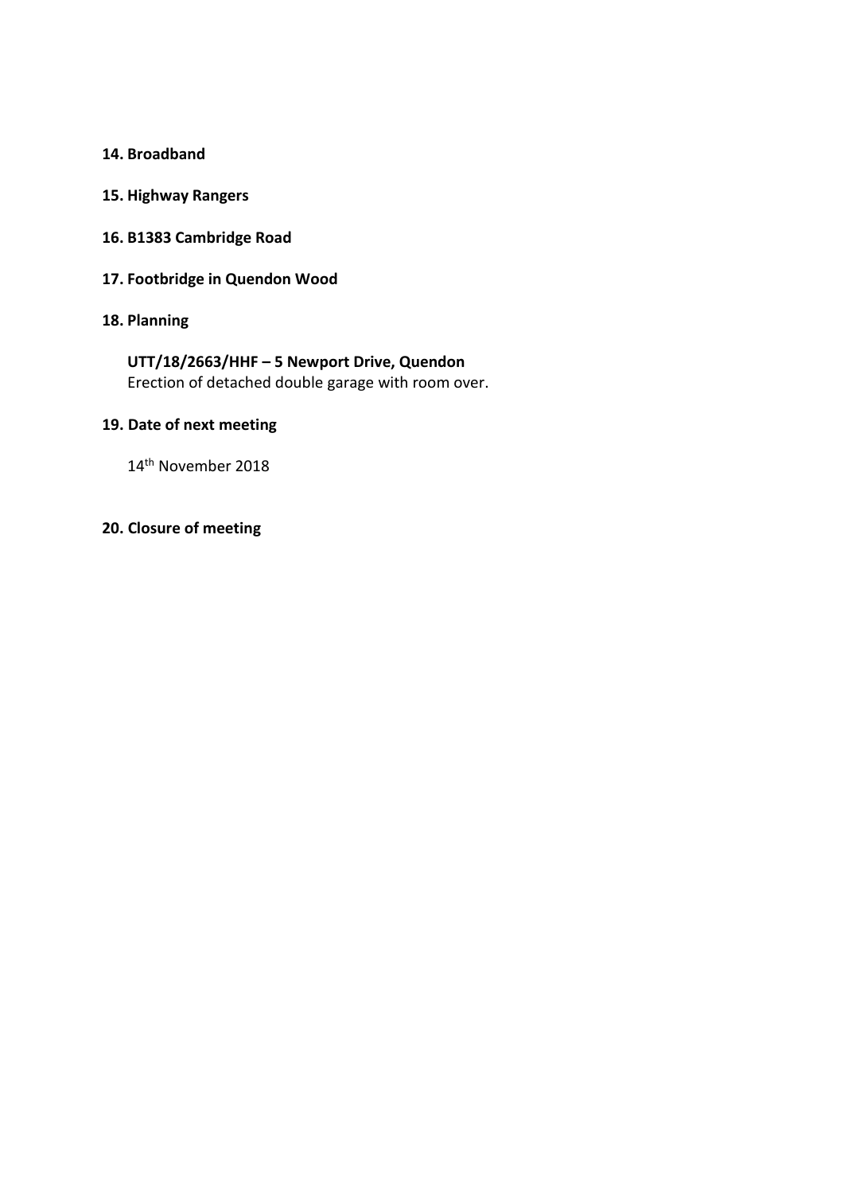**14. Broadband**

**15. Highway Rangers**

**16. B1383 Cambridge Road**

**17. Footbridge in Quendon Wood**

**18. Planning**

**UTT/18/2663/HHF – 5 Newport Drive, Quendon**
Erection of detached double garage with room over.

**19. Date of next meeting**

14th November 2018

**20. Closure of meeting**